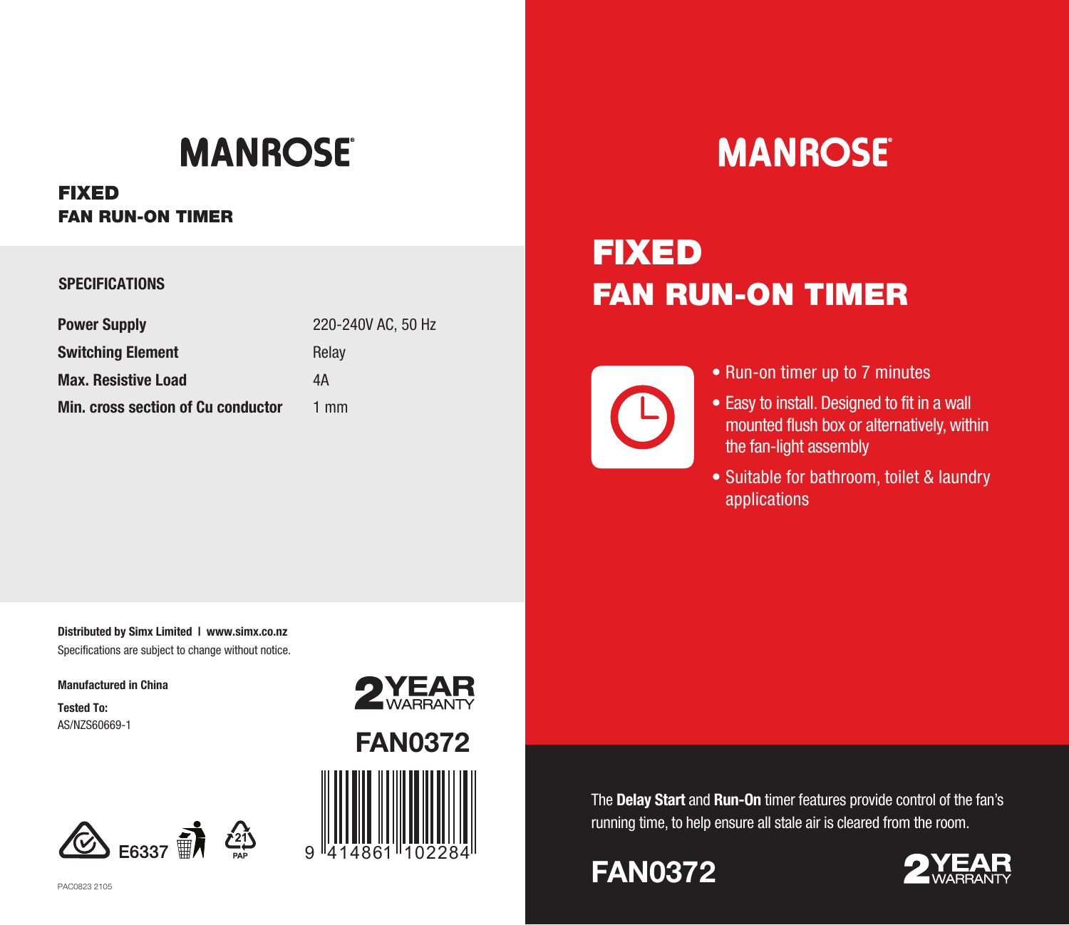# MANROSE

## FIXED
## FAN RUN-ON TIMER

### SPECIFICATIONS

| | |
|---|---|
| **Power Supply** | 220-240V AC, 50 Hz |
| **Switching Element** | Relay |
| **Max. Resistive Load** | 4A |
| **Min. cross section of Cu conductor** | 1 mm |

**Distributed by Simx Limited I www.simx.co.nz**
Specifications are subject to change without notice.

**Manufactured in China**

**Tested To:**
AS/NZS60669-1

E6337

21 PAP

2 YEAR WARRANTY

**FAN0372**

9 414861 102284

PAC0823 2105

# MANROSE

## FIXED
## FAN RUN-ON TIMER

- Run-on timer up to 7 minutes
- Easy to install. Designed to fit in a wall mounted flush box or alternatively, within the fan-light assembly
- Suitable for bathroom, toilet & laundry applications

The **Delay Start** and **Run-On** timer features provide control of the fan's running time, to help ensure all stale air is cleared from the room.

**FAN0372**

2 YEAR WARRANTY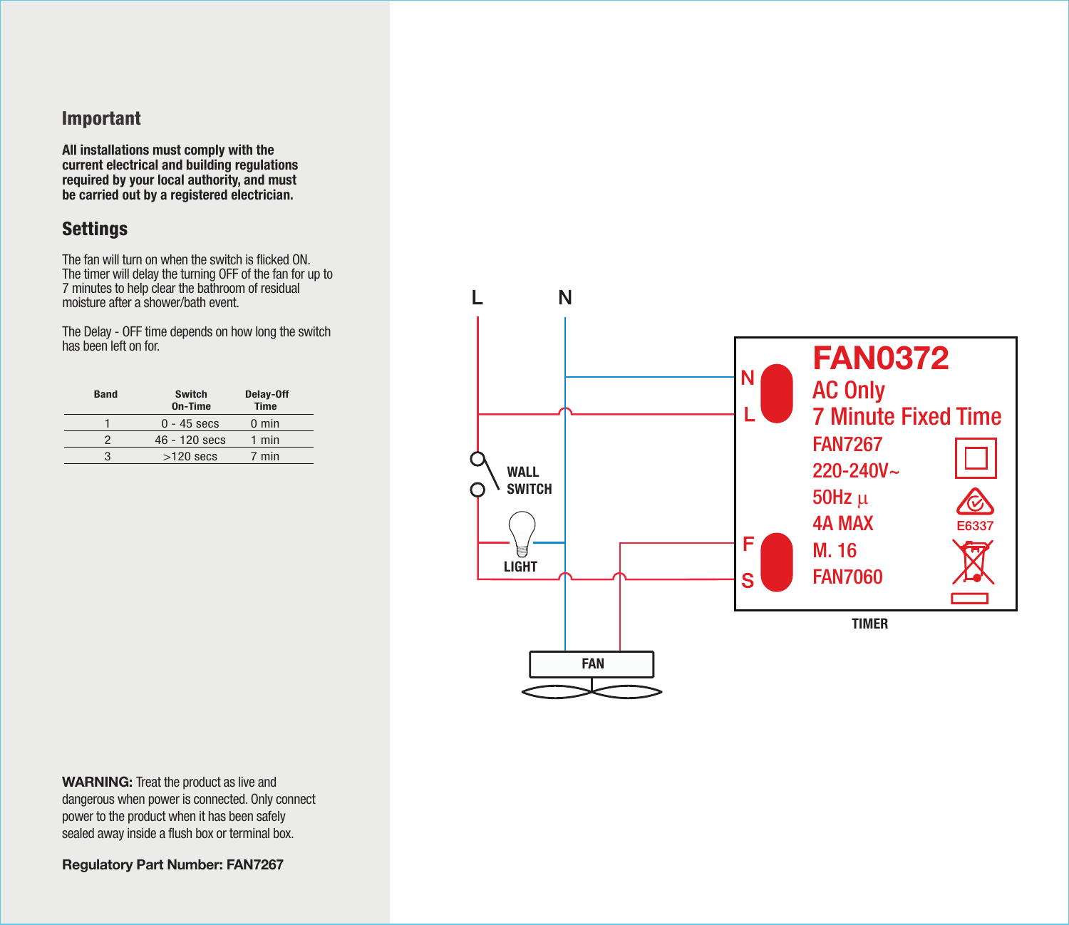## Important

**All installations must comply with the current electrical and building regulations required by your local authority, and must be carried out by a registered electrician.**

## Settings

The fan will turn on when the switch is flicked ON. The timer will delay the turning OFF of the fan for up to 7 minutes to help clear the bathroom of residual moisture after a shower/bath event.

The Delay - OFF time depends on how long the switch has been left on for.

| Band | Switch On-Time | Delay-Off Time |
|---|---|---|
| 1 | 0 - 45 secs | 0 min |
| 2 | 46 - 120 secs | 1 min |
| 3 | >120 secs | 7 min |

L
N
WALL SWITCH
LIGHT
FAN
N
L
F
S
FAN0372
AC Only
7 Minute Fixed Time
FAN7267
220-240V~
50Hz µ
4A MAX
M. 16
FAN7060
E6337
TIMER

**WARNING:** Treat the product as live and dangerous when power is connected. Only connect power to the product when it has been safely sealed away inside a flush box or terminal box.

**Regulatory Part Number: FAN7267**